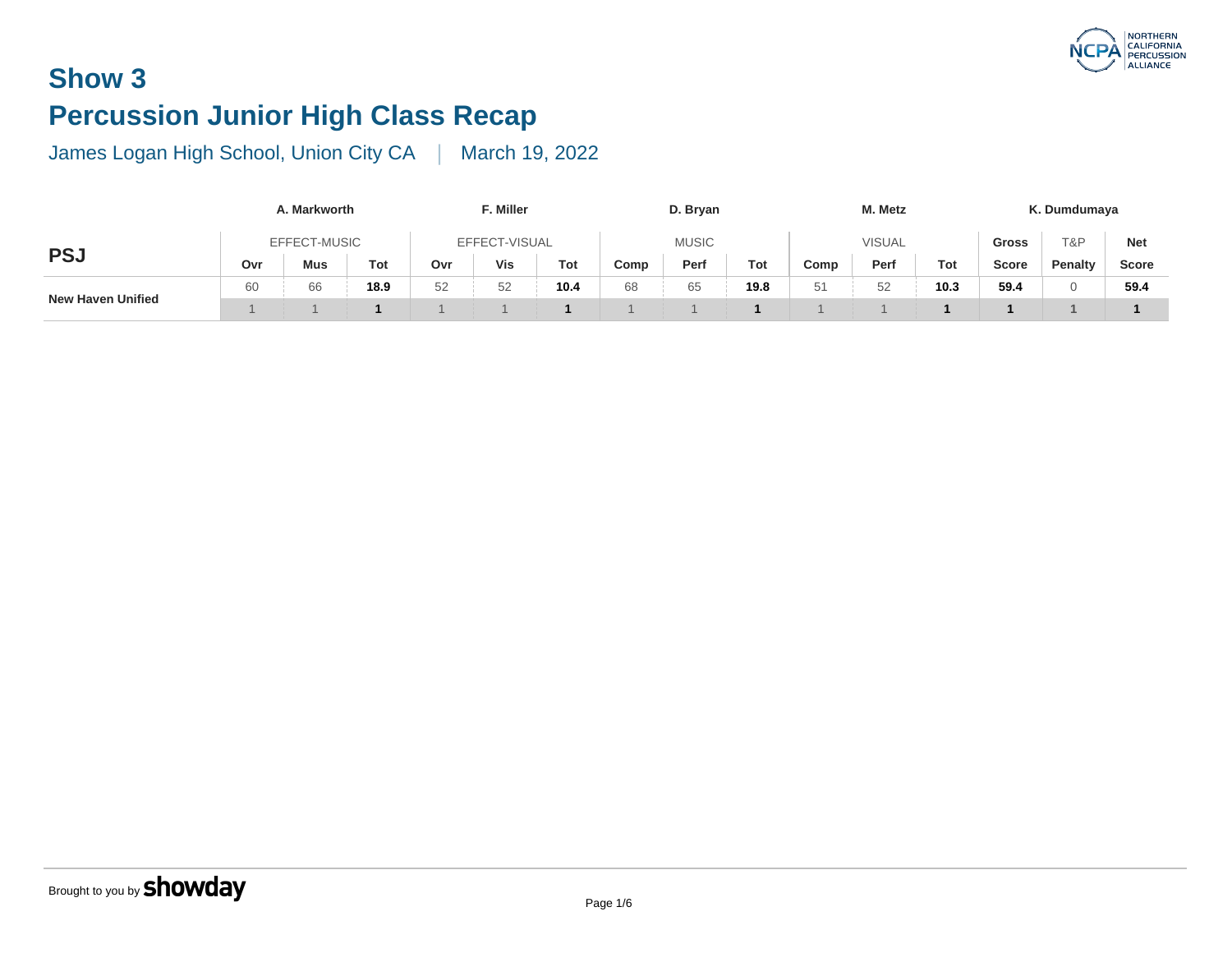# Show 3

# Percussion Junior High Class Recap

James Logan High School, Union City CA | March 19, 2022

| PSJ | A. Markworth | | | F. Miller | | | D. Bryan | | | M. Metz | | | K. Dumdumaya | | |
|---|---|---|---|---|---|---|---|---|---|---|---|---|---|---|---|
| | EFFECT-MUSIC | | | EFFECT-VISUAL | | | MUSIC | | | VISUAL | | | Gross | T&P | Net |
| | Ovr | Mus | Tot | Ovr | Vis | Tot | Comp | Perf | Tot | Comp | Perf | Tot | Score | Penalty | Score |
| New Haven Unified | 60 | 66 | **18.9** | 52 | 52 | **10.4** | 68 | 65 | **19.8** | 51 | 52 | **10.3** | **59.4** | 0 | **59.4** |
| | 1 | 1 | **1** | 1 | 1 | **1** | 1 | 1 | **1** | 1 | 1 | **1** | **1** | **1** | **1** |

Brought to you by showday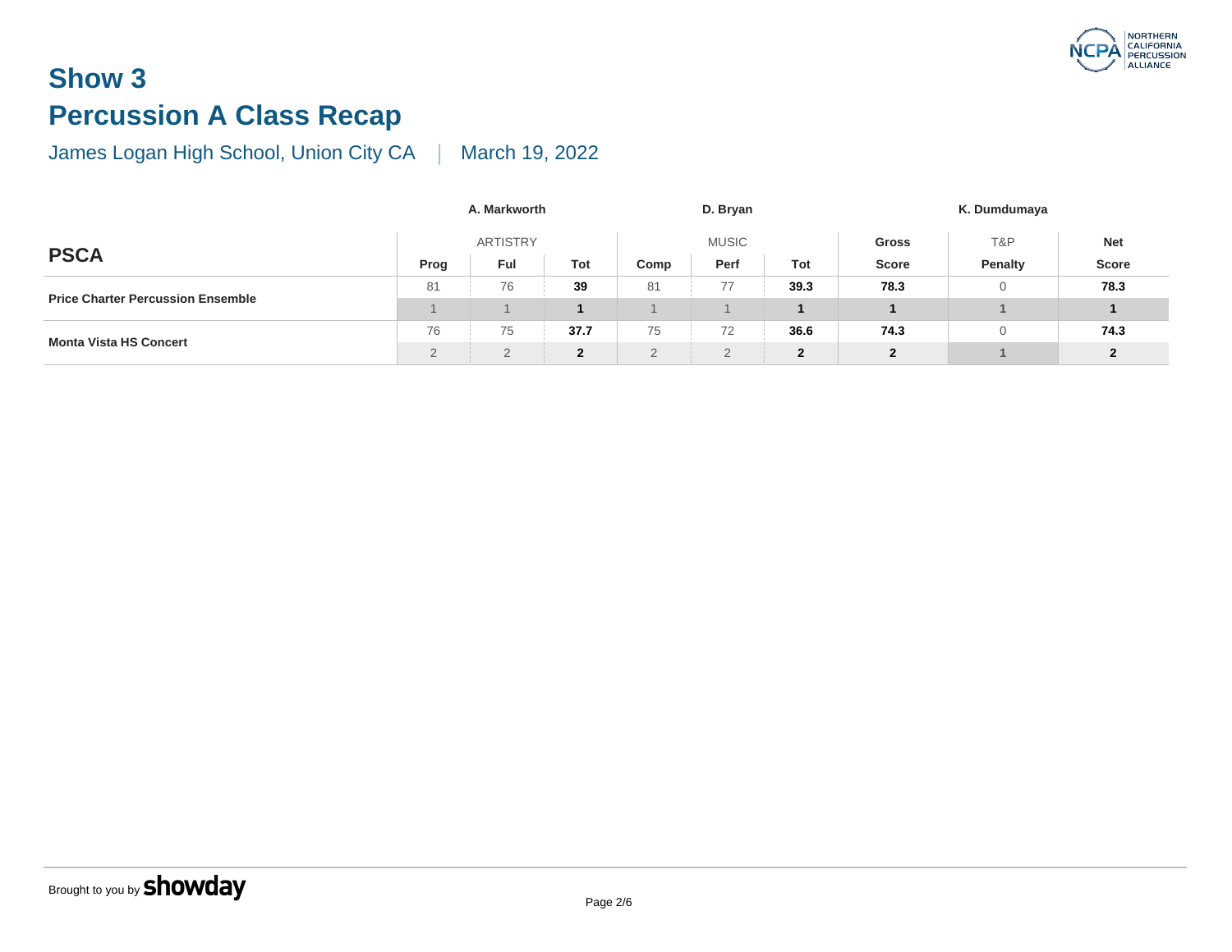# Show 3

# Percussion A Class Recap

James Logan High School, Union City CA | March 19, 2022

| PSCA | A. Markworth | | | D. Bryan | | | | K. Dumdumaya | |
|---|---|---|---|---|---|---|---|---|---|
| | ARTISTRY | | | MUSIC | | | Gross | T&P | Net |
| | Prog | Ful | Tot | Comp | Perf | Tot | Score | Penalty | Score |
| **Price Charter Percussion Ensemble** | 81 | 76 | **39** | 81 | 77 | **39.3** | **78.3** | 0 | **78.3** |
| | 1 | 1 | **1** | 1 | 1 | **1** | **1** | 1 | **1** |
| **Monta Vista HS Concert** | 76 | 75 | **37.7** | 75 | 72 | **36.6** | **74.3** | 0 | **74.3** |
| | 2 | 2 | **2** | 2 | 2 | **2** | **2** | 1 | **2** |

Brought to you by **showday**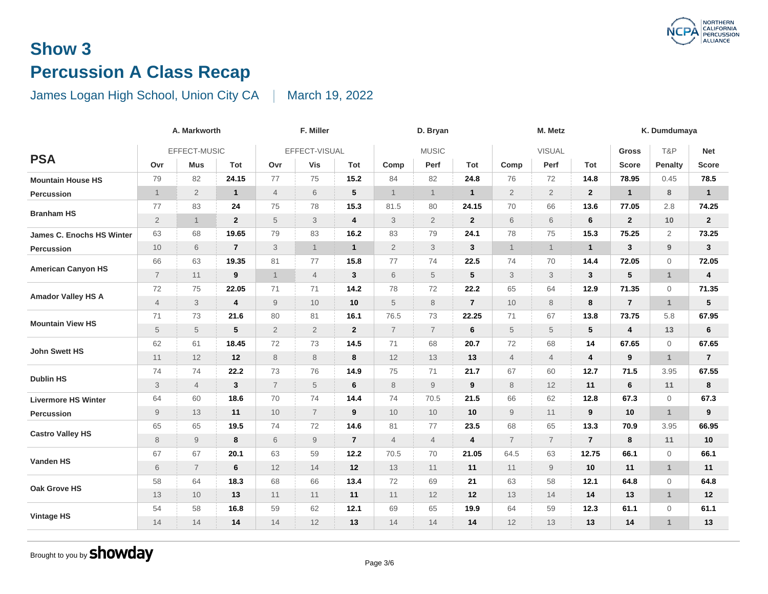# Show 3

## Percussion A Class Recap

James Logan High School, Union City CA | March 19, 2022

| PSA | A. Markworth | | | F. Miller | | | D. Bryan | | | M. Metz | | | K. Dumdumaya | | |
|---|---|---|---|---|---|---|---|---|---|---|---|---|---|---|---|
| | EFFECT-MUSIC | | | EFFECT-VISUAL | | | MUSIC | | | VISUAL | | | Gross | T&P | Net |
| | Ovr | Mus | Tot | Ovr | Vis | Tot | Comp | Perf | Tot | Comp | Perf | Tot | Score | Penalty | Score |
| Mountain House HS Percussion | 79 | 82 | **24.15** | 77 | 75 | **15.2** | 84 | 82 | **24.8** | 76 | 72 | **14.8** | **78.95** | 0.45 | **78.5** |
| | 1 | 2 | **1** | 4 | 6 | **5** | 1 | 1 | **1** | 2 | 2 | **2** | **1** | 8 | **1** |
| Branham HS | 77 | 83 | **24** | 75 | 78 | **15.3** | 81.5 | 80 | **24.15** | 70 | 66 | **13.6** | **77.05** | 2.8 | **74.25** |
| | 2 | 1 | **2** | 5 | 3 | **4** | 3 | 2 | **2** | 6 | 6 | **6** | **2** | 10 | **2** |
| James C. Enochs HS Winter Percussion | 63 | 68 | **19.65** | 79 | 83 | **16.2** | 83 | 79 | **24.1** | 78 | 75 | **15.3** | **75.25** | 2 | **73.25** |
| | 10 | 6 | **7** | 3 | 1 | **1** | 2 | 3 | **3** | 1 | 1 | **1** | **3** | 9 | **3** |
| American Canyon HS | 66 | 63 | **19.35** | 81 | 77 | **15.8** | 77 | 74 | **22.5** | 74 | 70 | **14.4** | **72.05** | 0 | **72.05** |
| | 7 | 11 | **9** | 1 | 4 | **3** | 6 | 5 | **5** | 3 | 3 | **3** | **5** | 1 | **4** |
| Amador Valley HS A | 72 | 75 | **22.05** | 71 | 71 | **14.2** | 78 | 72 | **22.2** | 65 | 64 | **12.9** | **71.35** | 0 | **71.35** |
| | 4 | 3 | **4** | 9 | 10 | **10** | 5 | 8 | **7** | 10 | 8 | **8** | **7** | 1 | **5** |
| Mountain View HS | 71 | 73 | **21.6** | 80 | 81 | **16.1** | 76.5 | 73 | **22.25** | 71 | 67 | **13.8** | **73.75** | 5.8 | **67.95** |
| | 5 | 5 | **5** | 2 | 2 | **2** | 7 | 7 | **6** | 5 | 5 | **5** | **4** | 13 | **6** |
| John Swett HS | 62 | 61 | **18.45** | 72 | 73 | **14.5** | 71 | 68 | **20.7** | 72 | 68 | **14** | **67.65** | 0 | **67.65** |
| | 11 | 12 | **12** | 8 | 8 | **8** | 12 | 13 | **13** | 4 | 4 | **4** | **9** | 1 | **7** |
| Dublin HS | 74 | 74 | **22.2** | 73 | 76 | **14.9** | 75 | 71 | **21.7** | 67 | 60 | **12.7** | **71.5** | 3.95 | **67.55** |
| | 3 | 4 | **3** | 7 | 5 | **6** | 8 | 9 | **9** | 8 | 12 | **11** | **6** | 11 | **8** |
| Livermore HS Winter Percussion | 64 | 60 | **18.6** | 70 | 74 | **14.4** | 74 | 70.5 | **21.5** | 66 | 62 | **12.8** | **67.3** | 0 | **67.3** |
| | 9 | 13 | **11** | 10 | 7 | **9** | 10 | 10 | **10** | 9 | 11 | **9** | **10** | 1 | **9** |
| Castro Valley HS | 65 | 65 | **19.5** | 74 | 72 | **14.6** | 81 | 77 | **23.5** | 68 | 65 | **13.3** | **70.9** | 3.95 | **66.95** |
| | 8 | 9 | **8** | 6 | 9 | **7** | 4 | 4 | **4** | 7 | 7 | **7** | **8** | 11 | **10** |
| Vanden HS | 67 | 67 | **20.1** | 63 | 59 | **12.2** | 70.5 | 70 | **21.05** | 64.5 | 63 | **12.75** | **66.1** | 0 | **66.1** |
| | 6 | 7 | **6** | 12 | 14 | **12** | 13 | 11 | **11** | 11 | 9 | **10** | **11** | 1 | **11** |
| Oak Grove HS | 58 | 64 | **18.3** | 68 | 66 | **13.4** | 72 | 69 | **21** | 63 | 58 | **12.1** | **64.8** | 0 | **64.8** |
| | 13 | 10 | **13** | 11 | 11 | **11** | 11 | 12 | **12** | 13 | 14 | **14** | **13** | 1 | **12** |
| Vintage HS | 54 | 58 | **16.8** | 59 | 62 | **12.1** | 69 | 65 | **19.9** | 64 | 59 | **12.3** | **61.1** | 0 | **61.1** |
| | 14 | 14 | **14** | 14 | 12 | **13** | 14 | 14 | **14** | 12 | 13 | **13** | **14** | 1 | **13** |

Brought to you by **showday**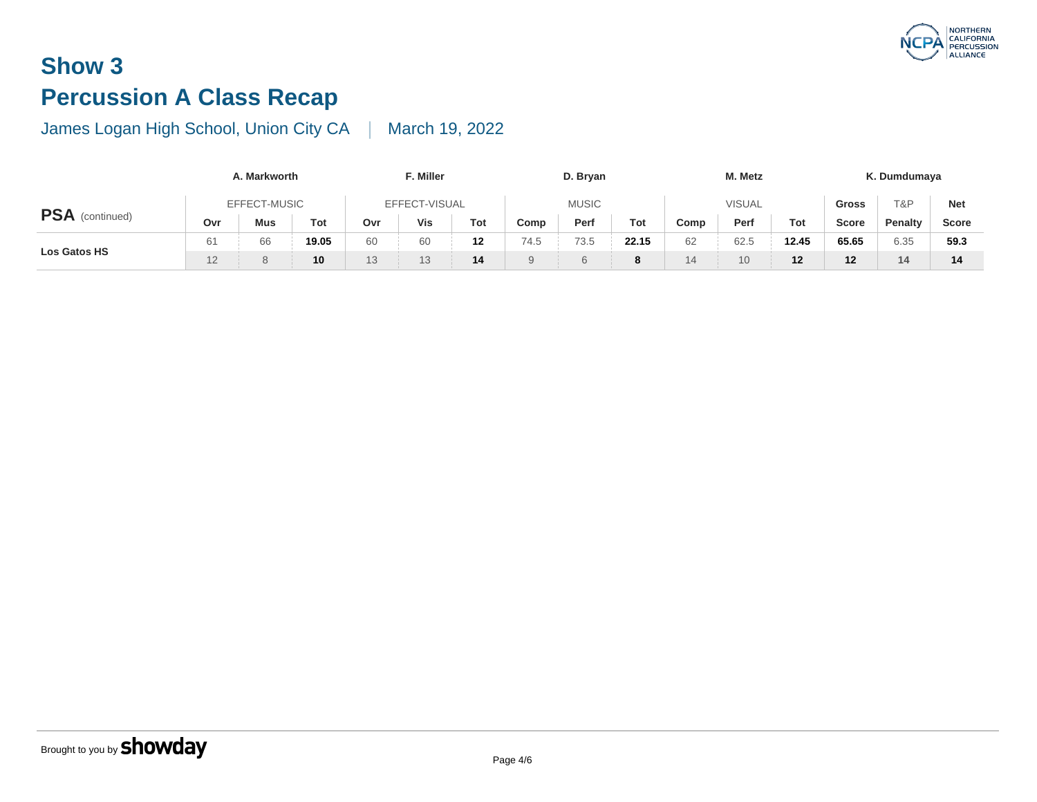# Show 3

# Percussion A Class Recap

James Logan High School, Union City CA | March 19, 2022

| PSA (continued) | A. Markworth | | | F. Miller | | | D. Bryan | | | M. Metz | | | K. Dumdumaya | | |
|---|---|---|---|---|---|---|---|---|---|---|---|---|---|---|---|
| | EFFECT-MUSIC | | | EFFECT-VISUAL | | | MUSIC | | | VISUAL | | | Gross | T&P | Net |
| | Ovr | Mus | Tot | Ovr | Vis | Tot | Comp | Perf | Tot | Comp | Perf | Tot | Score | Penalty | Score |
| Los Gatos HS | 61 | 66 | **19.05** | 60 | 60 | **12** | 74.5 | 73.5 | **22.15** | 62 | 62.5 | **12.45** | **65.65** | 6.35 | **59.3** |
| | 12 | 8 | **10** | 13 | 13 | **14** | 9 | 6 | **8** | 14 | 10 | **12** | **12** | 14 | **14** |

Brought to you by **showday**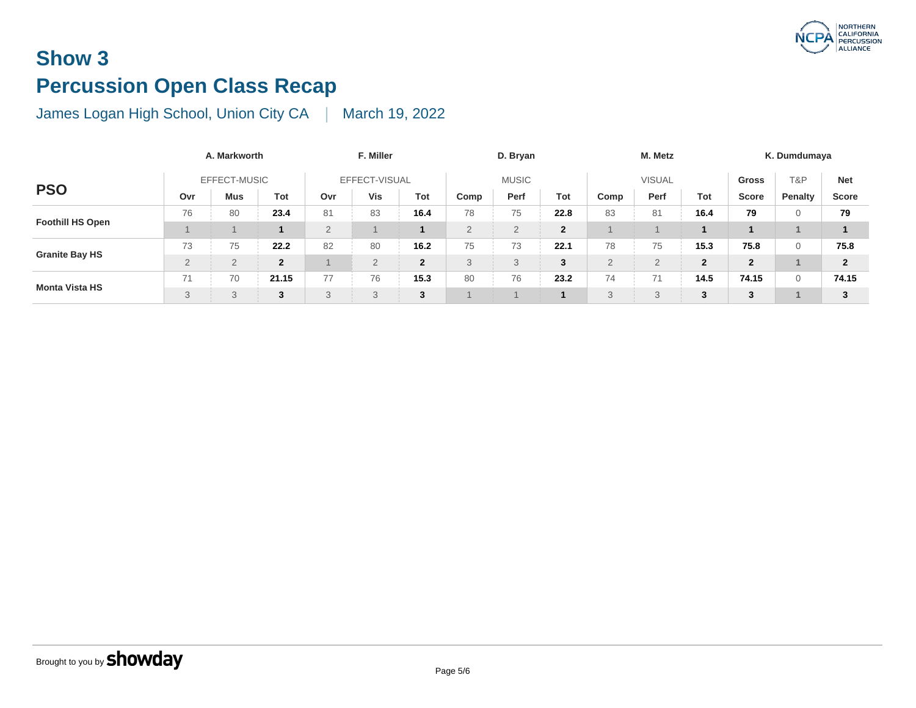## Show 3

## Percussion Open Class Recap

James Logan High School, Union City CA | March 19, 2022

| PSO | A. Markworth | | | F. Miller | | | D. Bryan | | | M. Metz | | | K. Dumdumaya | | |
|---|---|---|---|---|---|---|---|---|---|---|---|---|---|---|---|
| | EFFECT-MUSIC | | | EFFECT-VISUAL | | | MUSIC | | | VISUAL | | | Gross | T&P | Net |
| | Ovr | Mus | Tot | Ovr | Vis | Tot | Comp | Perf | Tot | Comp | Perf | Tot | Score | Penalty | Score |
| Foothill HS Open | 76 | 80 | **23.4** | 81 | 83 | **16.4** | 78 | 75 | **22.8** | 83 | 81 | **16.4** | **79** | 0 | **79** |
| | 1 | 1 | **1** | 2 | 1 | **1** | 2 | 2 | **2** | 1 | 1 | **1** | **1** | 1 | **1** |
| Granite Bay HS | 73 | 75 | **22.2** | 82 | 80 | **16.2** | 75 | 73 | **22.1** | 78 | 75 | **15.3** | **75.8** | 0 | **75.8** |
| | 2 | 2 | **2** | 1 | 2 | **2** | 3 | 3 | **3** | 2 | 2 | **2** | **2** | 1 | **2** |
| Monta Vista HS | 71 | 70 | **21.15** | 77 | 76 | **15.3** | 80 | 76 | **23.2** | 74 | 71 | **14.5** | **74.15** | 0 | **74.15** |
| | 3 | 3 | **3** | 3 | 3 | **3** | 1 | 1 | **1** | 3 | 3 | **3** | **3** | 1 | **3** |

Brought to you by showday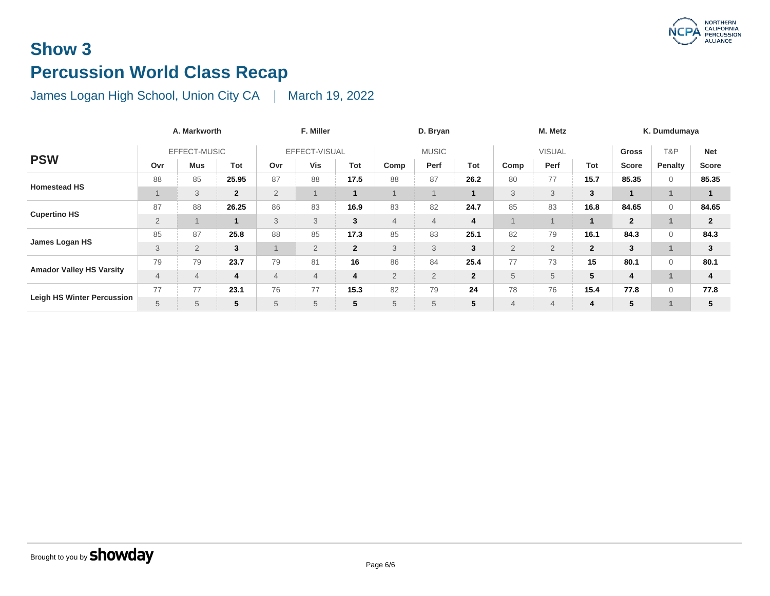# Show 3

## Percussion World Class Recap

James Logan High School, Union City CA | March 19, 2022

| | A. Markworth | | | F. Miller | | | D. Bryan | | | M. Metz | | | K. Dumdumaya | | |
|---|---|---|---|---|---|---|---|---|---|---|---|---|---|---|---|
| **PSW** | EFFECT-MUSIC | | | EFFECT-VISUAL | | | MUSIC | | | VISUAL | | | Gross | T&P | Net |
| | Ovr | Mus | Tot | Ovr | Vis | Tot | Comp | Perf | Tot | Comp | Perf | Tot | Score | Penalty | Score |
| **Homestead HS** | 88 | 85 | **25.95** | 87 | 88 | **17.5** | 88 | 87 | **26.2** | 80 | 77 | **15.7** | **85.35** | 0 | **85.35** |
| | 1 | 3 | **2** | 2 | 1 | **1** | 1 | 1 | **1** | 3 | 3 | **3** | **1** | 1 | **1** |
| **Cupertino HS** | 87 | 88 | **26.25** | 86 | 83 | **16.9** | 83 | 82 | **24.7** | 85 | 83 | **16.8** | **84.65** | 0 | **84.65** |
| | 2 | 1 | **1** | 3 | 3 | **3** | 4 | 4 | **4** | 1 | 1 | **1** | **2** | 1 | **2** |
| **James Logan HS** | 85 | 87 | **25.8** | 88 | 85 | **17.3** | 85 | 83 | **25.1** | 82 | 79 | **16.1** | **84.3** | 0 | **84.3** |
| | 3 | 2 | **3** | 1 | 2 | **2** | 3 | 3 | **3** | 2 | 2 | **2** | **3** | 1 | **3** |
| **Amador Valley HS Varsity** | 79 | 79 | **23.7** | 79 | 81 | **16** | 86 | 84 | **25.4** | 77 | 73 | **15** | **80.1** | 0 | **80.1** |
| | 4 | 4 | **4** | 4 | 4 | **4** | 2 | 2 | **2** | 5 | 5 | **5** | **4** | 1 | **4** |
| **Leigh HS Winter Percussion** | 77 | 77 | **23.1** | 76 | 77 | **15.3** | 82 | 79 | **24** | 78 | 76 | **15.4** | **77.8** | 0 | **77.8** |
| | 5 | 5 | **5** | 5 | 5 | **5** | 5 | 5 | **5** | 4 | 4 | **4** | **5** | 1 | **5** |

Brought to you by **showday**